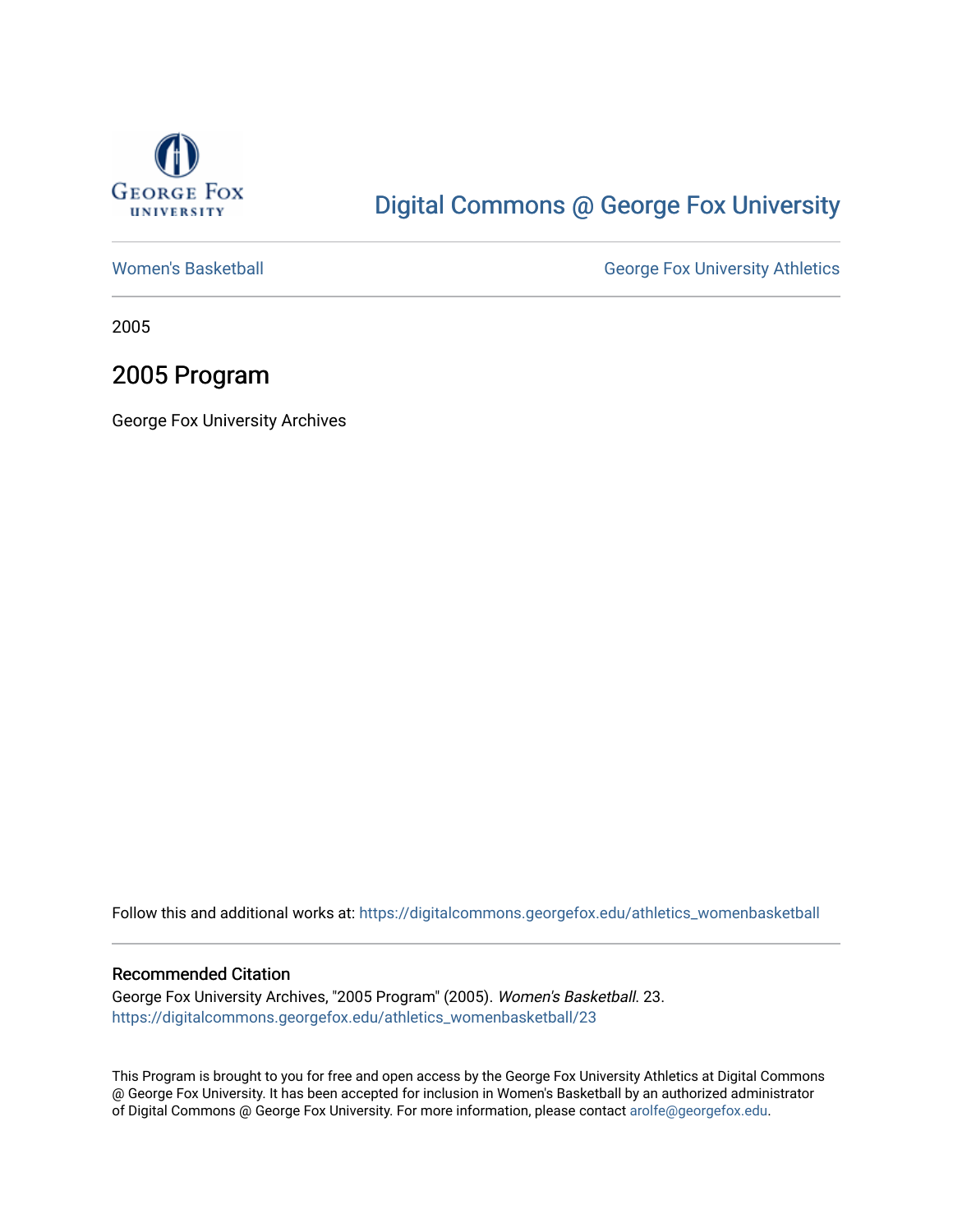George Fox University

# Digital Commons @ George Fox University

Women's Basketball

George Fox University Athletics

2005

## 2005 Program

George Fox University Archives

Follow this and additional works at: https://digitalcommons.georgefox.edu/athletics_womenbasketball

### Recommended Citation

George Fox University Archives, "2005 Program" (2005). *Women's Basketball*. 23.
https://digitalcommons.georgefox.edu/athletics_womenbasketball/23

This Program is brought to you for free and open access by the George Fox University Athletics at Digital Commons @ George Fox University. It has been accepted for inclusion in Women's Basketball by an authorized administrator of Digital Commons @ George Fox University. For more information, please contact arolfe@georgefox.edu.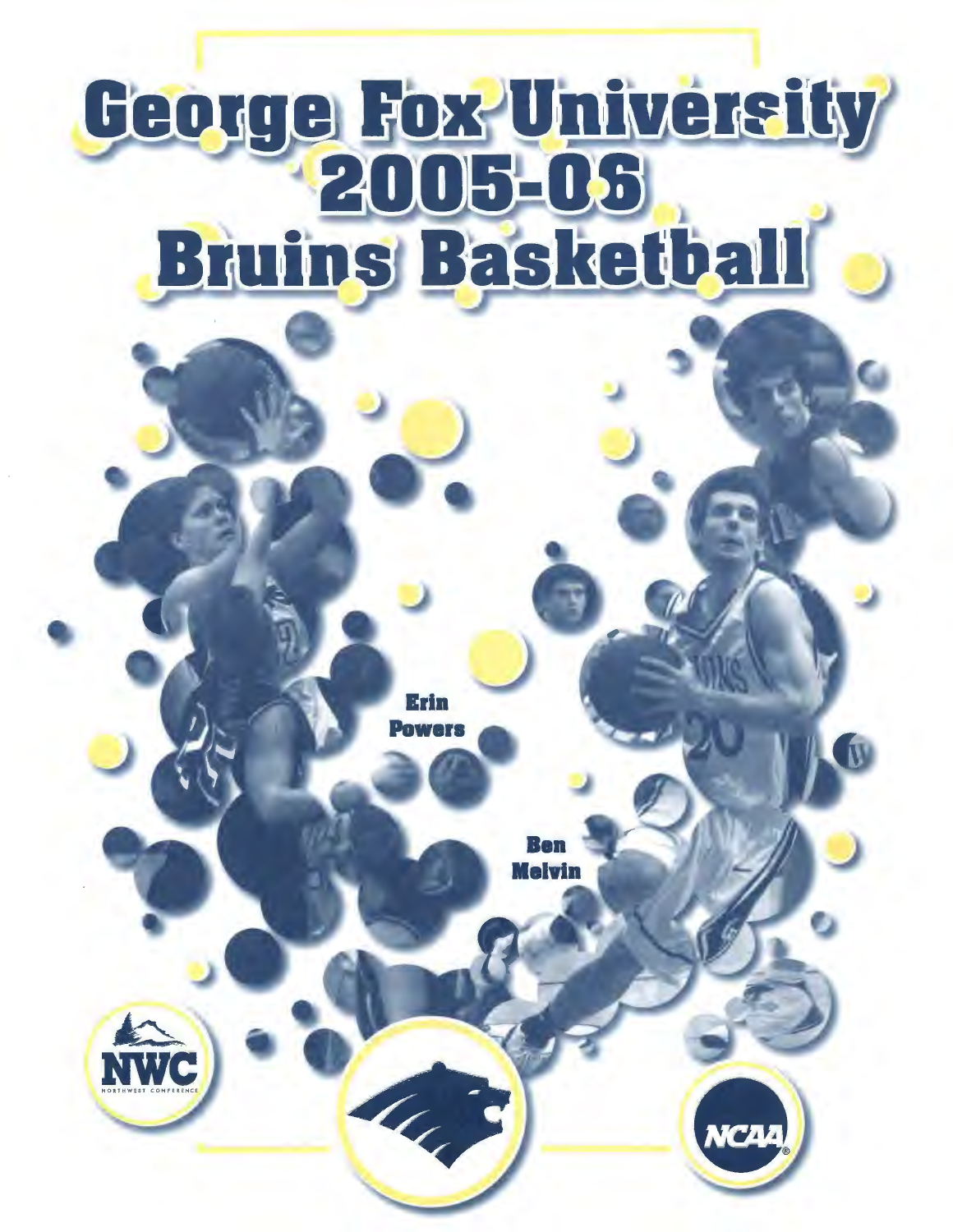# George Fox University 2005-06 Bruins Basketball

Erin Powers

Ben Melvin

NWC
NORTHWEST CONFERENCE

NCAA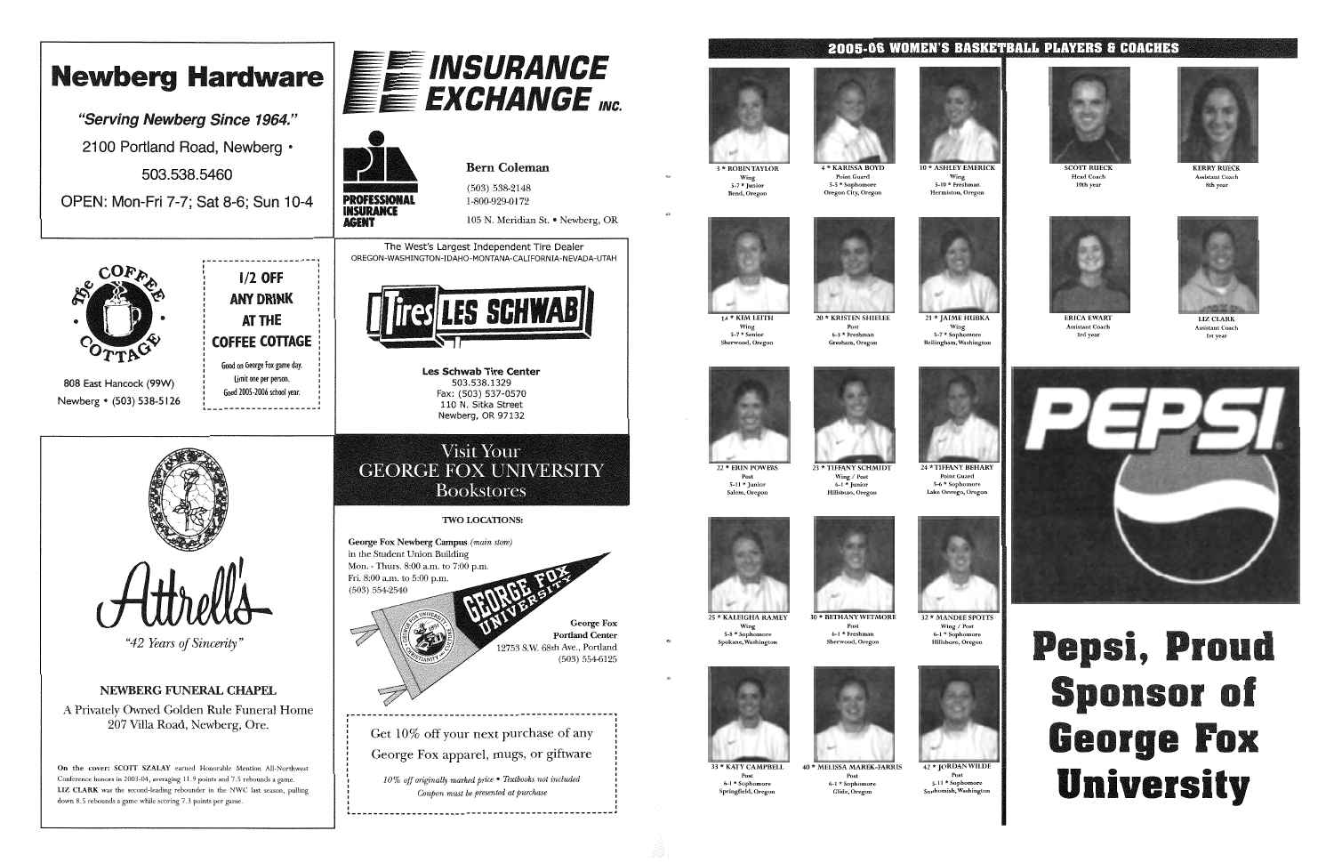## Newberg Hardware

*"Serving Newberg Since 1964."*

2100 Portland Road, Newberg •

503.538.5460

OPEN: Mon-Fri 7-7; Sat 8-6; Sun 10-4

## INSURANCE EXCHANGE INC.

PROFESSIONAL INSURANCE AGENT

**Bern Coleman**

(503) 538-2148
1-800-929-0172

105 N. Meridian St. • Newberg, OR

The Coffee Cottage

808 East Hancock (99W)
Newberg • (503) 538-5126

**1/2 OFF ANY DRINK AT THE COFFEE COTTAGE**

Good on George Fox game day.
Limit one per person.
Good 2005-2006 school year.

The West's Largest Independent Tire Dealer
OREGON-WASHINGTON-IDAHO-MONTANA-CALIFORNIA-NEVADA-UTAH

Tires LES SCHWAB

**Les Schwab Tire Center**
503.538.1329
Fax: (503) 537-0570
110 N. Sitka Street
Newberg, OR 97132

## Attrell's

*"42 Years of Sincerity"*

NEWBERG FUNERAL CHAPEL

A Privately Owned Golden Rule Funeral Home
207 Villa Road, Newberg, Ore.

**On the cover: SCOTT SZALAY** earned Honorable Mention All-Northwest Conference honors in 2003-04, averaging 11.9 points and 7.5 rebounds a game.
**LIZ CLARK** was the second-leading rebounder in the NWC last season, pulling down 8.5 rebounds a game while scoring 7.3 points per game.

## Visit Your GEORGE FOX UNIVERSITY Bookstores

TWO LOCATIONS:

**George Fox Newberg Campus** *(main store)*
in the Student Union Building
Mon. - Thurs. 8:00 a.m. to 7:00 p.m.
Fri. 8:00 a.m. to 5:00 p.m.
(503) 554-2540

**George Fox Portland Center**
12753 S.W. 68th Ave., Portland
(503) 554-6125

Get 10% off your next purchase of any George Fox apparel, mugs, or giftware

*10% off originally marked price • Textbooks not included*
*Coupon must be presented at purchase*

## 2005-06 WOMEN'S BASKETBALL PLAYERS & COACHES

3 * ROBIN TAYLOR
Wing
5-7 * Junior
Bend, Oregon

4 * KARISSA BOYD
Point Guard
5-5 * Sophomore
Oregon City, Oregon

10 * ASHLEY EMERICK
Wing
5-10 * Freshman
Hermiston, Oregon

14 * KIM LEITH
Wing
5-7 * Senior
Sherwood, Oregon

20 * KRISTEN SHIELEE
Post
6-3 * Freshman
Gresham, Oregon

21 * JAIME HUBKA
Wing
5-7 * Sophomore
Bellingham, Washington

22 * ERIN POWERS
Post
5-11 * Junior
Salem, Oregon

23 * TIFFANY SCHMIDT
Wing / Post
6-1 * Junior
Hillsboro, Oregon

24 * TIFFANY BEHARY
Point Guard
5-6 * Sophomore
Lake Oswego, Oregon

25 * KALEIGHA RAMEY
Wing
5-8 * Sophomore
Spokane, Washington

30 * BETHANY WETMORE
Post
6-1 * Freshman
Sherwood, Oregon

32 * MANDEE SPOTTS
Wing / Post
6-1 * Sophomore
Hillsboro, Oregon

33 * KATY CAMPBELL
Post
6-1 * Sophomore
Springfield, Oregon

40 * MELISSA MAREK-FARRIS
Post
6-1 * Sophomore
Glide, Oregon

42 * JORDAN WILDE
Post
5-11 * Sophomore
Snohomish, Washington

SCOTT RUECK
Head Coach
10th year

KERRY RUECK
Assistant Coach
8th year

ERICA EWART
Assistant Coach
3rd year

LIZ CLARK
Assistant Coach
1st year

PEPSI

## Pepsi, Proud Sponsor of George Fox University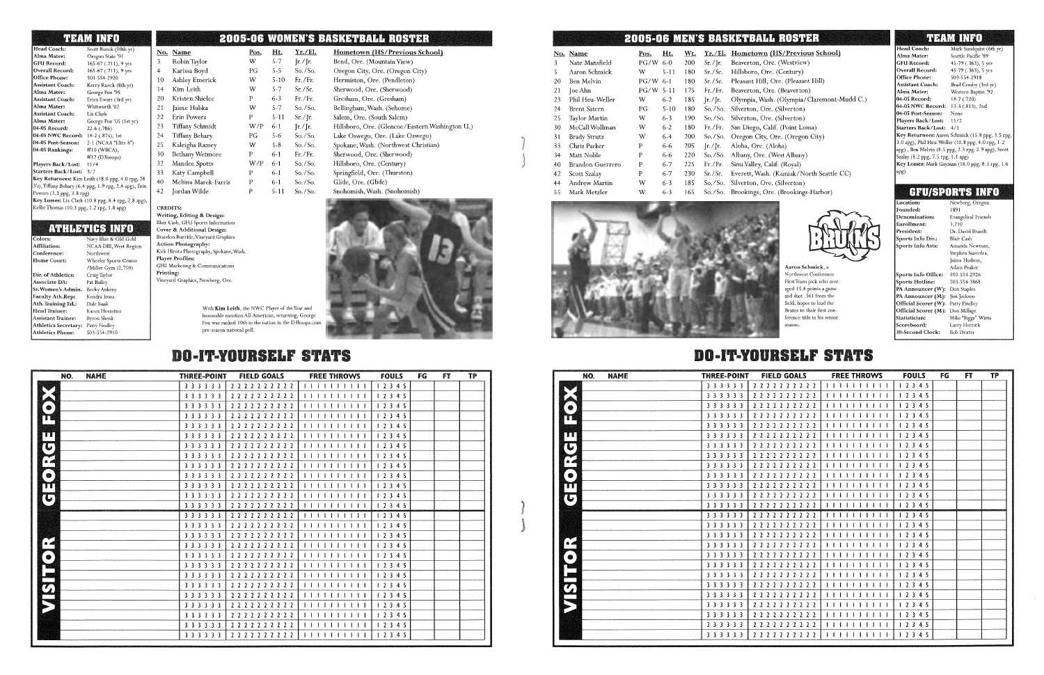## TEAM INFO

| | |
|---|---|
| Head Coach: | Scott Rueck (10th yr) |
| Alma Mater: | Oregon State '91 |
| GFU Record: | 165-67 (.711), 9 yrs |
| Overall Record: | 165-67 (.711), 9 yrs |
| Office Phone: | 503-554-2920 |
| Assistant Coach: | Kerry Rueck (8th yr) |
| Alma Mater: | George Fox '95 |
| Assistant Coach: | Erica Ewart (3rd yr) |
| Alma Mater: | Whitworth '02 |
| Assistant Coach: | Liz Clark |
| Alma Mater: | George Fox '05 (1st yr) |
| 04-05 Record: | 22-6 (.786) |
| 04-05 NWC Record: | 14-2 (.875), 1st |
| 04-05 Post-Season: | 2-1 (NCAA "Elite 8") |
| 04-05 Rankings: | #10 (WBCA), #12 (D3hoops) |
| Players Back/Lost: | 11/4 |
| Starters Back/Lost: | 3/2 |

**Key Returnees:** Kim Leith (18.0 ppg, 4.0 rpg, 78 3's), Tiffany Behary (6.4 ppg, 1.9 rpg, 2.4 apg), Erin Powers (3.3 ppg, 3.8 rpg)

**Key Losses:** Liz Clark (10.8 ppg, 8.4 rpg, 2.8 apg), Kellie Thomas (10.3 ppg, 2.2 rpg, 1.8 apg)

## ATHLETICS INFO

| | |
|---|---|
| Colors: | Navy Blue & Old Gold |
| Affiliation: | NCAA DIII, West Region |
| Conference: | Northwest |
| Home Court: | Wheeler Sports Center /Miller Gym (2,750) |
| Dir. of Athletics: | Craig Taylor |
| Associate DA: | Pat Bailey |
| Sr. Women's Admin. | Becky Ankeny |
| Faculty Ath.Rep: | Kendra Irons |
| Ath. Training Ed.: | Dale Isaak |
| Head Trainer: | Karen Hostetter |
| Assistant Trainer: | Byron Shenk |
| Athletics Secretary: | Patty Findley |
| Athletics Phone: | 503-554-2910 |

## 2005-06 WOMEN'S BASKETBALL ROSTER

| No. | Name | Pos. | Ht. | Yr./El. | Hometown (HS/Previous School) |
|---|---|---|---|---|---|
| 3 | Robin Taylor | W | 5-7 | Jr./Jr. | Bend, Ore. (Mountain View) |
| 4 | Karissa Boyd | PG | 5-5 | So./So. | Oregon City, Ore. (Oregon City) |
| 10 | Ashley Emerick | W | 5-10 | Fr./Fr. | Hermiston, Ore. (Pendleton) |
| 14 | Kim Leith | W | 5-7 | Sr./Sr. | Sherwood, Ore. (Sherwood) |
| 20 | Kristen Shielee | P | 6-3 | Fr./Fr. | Gresham, Ore. (Gresham) |
| 21 | Jaime Hubka | W | 5-7 | So./So. | Bellingham, Wash. (Sehome) |
| 22 | Erin Powers | P | 5-11 | Sr./Jr. | Salem, Ore. (South Salem) |
| 23 | Tiffany Schmidt | W/P | 6-1 | Jr./Jr. | Hillsboro, Ore. (Glencoe/Eastern Washington U.) |
| 24 | Tiffany Behary | PG | 5-6 | So./So. | Lake Oswego, Ore. (Lake Oswego) |
| 25 | Kaleigha Ramey | W | 5-8 | So./So. | Spokane, Wash. (Northwest Christian) |
| 30 | Bethany Wetmore | P | 6-1 | Fr./Fr. | Sherwood, Ore. (Sherwood) |
| 32 | Mandee Spotts | W/P | 6-1 | So./So. | Hillsboro, Ore. (Century) |
| 33 | Katy Campbell | P | 6-1 | So./So. | Springfield, Ore. (Thurston) |
| 40 | Melissa Marek-Farris | P | 6-1 | So./So. | Glide, Ore. (Glide) |
| 42 | Jordan Wilde | P | 5-11 | So./So. | Snohomish, Wash. (Snohomish) |

**CREDITS:**
**Writing, Editing & Design:** Blair Cash, GFU Sports Information
**Cover & Additional Design:** Brandon Buerkle, Vineyard Graphics
**Action Photography:** Kirk Hirota Photography, Spokane, Wash.
**Player Profiles:** GFU Marketing & Communications
**Printing:** Vineyard Graphics, Newberg, Ore.

With **Kim Leith**, the NWC Player of the Year and honorable mention All-American, returning, George Fox was ranked 10th in the nation in the D3hoops.com pre-season national poll.

## DO-IT-YOURSELF STATS

| | NO. | NAME | THREE-POINT | FIELD GOALS | FREE THROWS | FOULS | FG | FT | TP |
|---|---|---|---|---|---|---|---|---|---|
| GEORGE FOX | | | 3 3 3 3 3 3 | 2 2 2 2 2 2 2 2 2 2 | I I I I I I I I I I | 1 2 3 4 5 | | | |
| | | | 3 3 3 3 3 3 | 2 2 2 2 2 2 2 2 2 2 | I I I I I I I I I I | 1 2 3 4 5 | | | |
| | | | 3 3 3 3 3 3 | 2 2 2 2 2 2 2 2 2 2 | I I I I I I I I I I | 1 2 3 4 5 | | | |
| | | | 3 3 3 3 3 3 | 2 2 2 2 2 2 2 2 2 2 | I I I I I I I I I I | 1 2 3 4 5 | | | |
| | | | 3 3 3 3 3 3 | 2 2 2 2 2 2 2 2 2 2 | I I I I I I I I I I | 1 2 3 4 5 | | | |
| | | | 3 3 3 3 3 3 | 2 2 2 2 2 2 2 2 2 2 | I I I I I I I I I I | 1 2 3 4 5 | | | |
| | | | 3 3 3 3 3 3 | 2 2 2 2 2 2 2 2 2 2 | I I I I I I I I I I | 1 2 3 4 5 | | | |
| | | | 3 3 3 3 3 3 | 2 2 2 2 2 2 2 2 2 2 | I I I I I I I I I I | 1 2 3 4 5 | | | |
| | | | 3 3 3 3 3 3 | 2 2 2 2 2 2 2 2 2 2 | I I I I I I I I I I | 1 2 3 4 5 | | | |
| | | | 3 3 3 3 3 3 | 2 2 2 2 2 2 2 2 2 2 | I I I I I I I I I I | 1 2 3 4 5 | | | |
| | | | 3 3 3 3 3 3 | 2 2 2 2 2 2 2 2 2 2 | I I I I I I I I I I | 1 2 3 4 5 | | | |
| | | | 3 3 3 3 3 3 | 2 2 2 2 2 2 2 2 2 2 | I I I I I I I I I I | 1 2 3 4 5 | | | |
| | | | 3 3 3 3 3 3 | 2 2 2 2 2 2 2 2 2 2 | I I I I I I I I I I | 1 2 3 4 5 | | | |
| VISITOR | | | 3 3 3 3 3 3 | 2 2 2 2 2 2 2 2 2 2 | I I I I I I I I I I | 1 2 3 4 5 | | | |
| | | | 3 3 3 3 3 3 | 2 2 2 2 2 2 2 2 2 2 | I I I I I I I I I I | 1 2 3 4 5 | | | |
| | | | 3 3 3 3 3 3 | 2 2 2 2 2 2 2 2 2 2 | I I I I I I I I I I | 1 2 3 4 5 | | | |
| | | | 3 3 3 3 3 3 | 2 2 2 2 2 2 2 2 2 2 | I I I I I I I I I I | 1 2 3 4 5 | | | |
| | | | 3 3 3 3 3 3 | 2 2 2 2 2 2 2 2 2 2 | I I I I I I I I I I | 1 2 3 4 5 | | | |
| | | | 3 3 3 3 3 3 | 2 2 2 2 2 2 2 2 2 2 | I I I I I I I I I I | 1 2 3 4 5 | | | |
| | | | 3 3 3 3 3 3 | 2 2 2 2 2 2 2 2 2 2 | I I I I I I I I I I | 1 2 3 4 5 | | | |
| | | | 3 3 3 3 3 3 | 2 2 2 2 2 2 2 2 2 2 | I I I I I I I I I I | 1 2 3 4 5 | | | |
| | | | 3 3 3 3 3 3 | 2 2 2 2 2 2 2 2 2 2 | I I I I I I I I I I | 1 2 3 4 5 | | | |
| | | | 3 3 3 3 3 3 | 2 2 2 2 2 2 2 2 2 2 | I I I I I I I I I I | 1 2 3 4 5 | | | |
| | | | 3 3 3 3 3 3 | 2 2 2 2 2 2 2 2 2 2 | I I I I I I I I I I | 1 2 3 4 5 | | | |
| | | | 3 3 3 3 3 3 | 2 2 2 2 2 2 2 2 2 2 | I I I I I I I I I I | 1 2 3 4 5 | | | |
| | | | 3 3 3 3 3 3 | 2 2 2 2 2 2 2 2 2 2 | I I I I I I I I I I | 1 2 3 4 5 | | | |

## 2005-06 MEN'S BASKETBALL ROSTER

| No. | Name | Pos. | Ht. | Wt. | Yr./El. | Hometown (HS/Previous School) |
|---|---|---|---|---|---|---|
| 3 | Nate Mansfield | PG/W | 6-0 | 200 | Sr./Jr. | Beaverton, Ore. (Westview) |
| 5 | Aaron Schmick | W | 5-11 | 180 | Sr./Sr. | Hillsboro, Ore. (Century) |
| 20 | Ben Melvin | PG/W | 6-1 | 180 | Sr./Sr. | Pleasant Hill, Ore. (Pleasant Hill) |
| 21 | Joe Ahn | PG/W | 5-11 | 175 | Fr./Fr. | Beaverton, Ore. (Beaverton) |
| 23 | Phil Heu-Weller | W | 6-2 | 185 | Jr./Jr. | Olympia, Wash. (Olympia/Claremont-Mudd C.) |
| 24 | Brent Satern | PG | 5-10 | 180 | So./So. | Silverton, Ore. (Silverton) |
| 25 | Taylor Martin | W | 6-3 | 190 | So./So. | Silverton, Ore. (Silverton) |
| 30 | McCall Wollman | W | 6-2 | 180 | Fr./Fr. | San Diego, Calif. (Point Loma) |
| 31 | Brady Strutz | W | 6-4 | 200 | So./So. | Oregon City, Ore. (Oregon City) |
| 33 | Chris Parker | P | 6-6 | 205 | Jr./Jr. | Aloha, Ore. (Aloha) |
| 34 | Matt Noble | P | 6-6 | 220 | So./So. | Albany, Ore. (West Albany) |
| 40 | Brandon Guerrero | P | 6-7 | 225 | Fr./Fr. | Simi Valley, Calif. (Royal) |
| 42 | Scott Szalay | P | 6-7 | 230 | Sr./Sr. | Everett, Wash. (Kamiak/North Seattle CC) |
| 44 | Andrew Martin | W | 6-3 | 185 | So./So. | Silverton, Ore. (Silverton) |
| 55 | Mark Metzler | W | 6-3 | 165 | So./So. | Brookings, Ore. (Brookings-Harbor) |

**Aaron Schmick**, a Northwest Conference First Team pick who averaged 15.8 points a game and shot .561 from the field, hopes to lead the Bruins to their first conference title in his senior season.

## TEAM INFO

| | |
|---|---|
| Head Coach: | Mark Sundquist (6th yr) |
| Alma Mater: | Seattle Pacific '89 |
| GFU Record: | 45-79 (.363), 5 yrs |
| Overall Record: | 45-79 (.363), 5 yrs |
| Office Phone: | 503-554-2918 |
| Assistant Coach: | Brad Crosby (3rd yr) |
| Alma Mater: | Western Baptist '92 |
| 04-05 Record: | 18-7 (.720) |
| 04-05 NWC Record: | 13-3 (.813), 2nd |
| 04-05 Post-Season: | None |
| Players Back/Lost: | 11/2 |
| Starters Back/Lost: | 4/1 |

**Key Returnees:** Aaron Schmick (15.8 ppg, 3.5 rpg, 3.0 apg), Phil Heu-Weller (10.8 ppg, 4.0 rpg, 1.2 apg), Ben Melvin (8.5 ppg, 2.3 rpg, 2.9 apg), Scott Szalay (8.2 ppg, 7.5 rpg, 1.1 apg)

**Key Losses:** Mark Gayman (18.0 ppg, 8.3 rpg, 1.6 apg)

## GFU/SPORTS INFO

| | |
|---|---|
| Location: | Newberg, Oregon |
| Founded: | 1891 |
| Denomination: | Evangelical Friends |
| Enrollment: | 3,210 |
| President: | Dr. David Brandt |
| Sports Info Dir.: | Blair Cash |
| Sports Info Asts: | Amanda Newman, Stephen Saavedra, Jaime Hodson, Adam Peaker |
| Sports Info Office: | 503-554-2926 |
| Sports Hotline: | 503-554-3868 |
| PA Announcer (W): | Don Staples |
| PA Announcer (M): | Jim Jackson |
| Official Scorer (W): | Patty Findley |
| Official Scorer (M): | Don Millage |
| Statistician: | Mike "Biggs" Wirta |
| Scoreboard: | Larry Herrick |
| 30-Second Clock: | Bob Dexter |

## DO-IT-YOURSELF STATS

| | NO. | NAME | THREE-POINT | FIELD GOALS | FREE THROWS | FOULS | FG | FT | TP |
|---|---|---|---|---|---|---|---|---|---|
| GEORGE FOX | | | 3 3 3 3 3 3 | 2 2 2 2 2 2 2 2 2 2 | I I I I I I I I I I | 1 2 3 4 5 | | | |
| | | | 3 3 3 3 3 3 | 2 2 2 2 2 2 2 2 2 2 | I I I I I I I I I I | 1 2 3 4 5 | | | |
| | | | 3 3 3 3 3 3 | 2 2 2 2 2 2 2 2 2 2 | I I I I I I I I I I | 1 2 3 4 5 | | | |
| | | | 3 3 3 3 3 3 | 2 2 2 2 2 2 2 2 2 2 | I I I I I I I I I I | 1 2 3 4 5 | | | |
| | | | 3 3 3 3 3 3 | 2 2 2 2 2 2 2 2 2 2 | I I I I I I I I I I | 1 2 3 4 5 | | | |
| | | | 3 3 3 3 3 3 | 2 2 2 2 2 2 2 2 2 2 | I I I I I I I I I I | 1 2 3 4 5 | | | |
| | | | 3 3 3 3 3 3 | 2 2 2 2 2 2 2 2 2 2 | I I I I I I I I I I | 1 2 3 4 5 | | | |
| | | | 3 3 3 3 3 3 | 2 2 2 2 2 2 2 2 2 2 | I I I I I I I I I I | 1 2 3 4 5 | | | |
| | | | 3 3 3 3 3 3 | 2 2 2 2 2 2 2 2 2 2 | I I I I I I I I I I | 1 2 3 4 5 | | | |
| | | | 3 3 3 3 3 3 | 2 2 2 2 2 2 2 2 2 2 | I I I I I I I I I I | 1 2 3 4 5 | | | |
| | | | 3 3 3 3 3 3 | 2 2 2 2 2 2 2 2 2 2 | I I I I I I I I I I | 1 2 3 4 5 | | | |
| | | | 3 3 3 3 3 3 | 2 2 2 2 2 2 2 2 2 2 | I I I I I I I I I I | 1 2 3 4 5 | | | |
| | | | 3 3 3 3 3 3 | 2 2 2 2 2 2 2 2 2 2 | I I I I I I I I I I | 1 2 3 4 5 | | | |
| VISITOR | | | 3 3 3 3 3 3 | 2 2 2 2 2 2 2 2 2 2 | I I I I I I I I I I | 1 2 3 4 5 | | | |
| | | | 3 3 3 3 3 3 | 2 2 2 2 2 2 2 2 2 2 | I I I I I I I I I I | 1 2 3 4 5 | | | |
| | | | 3 3 3 3 3 3 | 2 2 2 2 2 2 2 2 2 2 | I I I I I I I I I I | 1 2 3 4 5 | | | |
| | | | 3 3 3 3 3 3 | 2 2 2 2 2 2 2 2 2 2 | I I I I I I I I I I | 1 2 3 4 5 | | | |
| | | | 3 3 3 3 3 3 | 2 2 2 2 2 2 2 2 2 2 | I I I I I I I I I I | 1 2 3 4 5 | | | |
| | | | 3 3 3 3 3 3 | 2 2 2 2 2 2 2 2 2 2 | I I I I I I I I I I | 1 2 3 4 5 | | | |
| | | | 3 3 3 3 3 3 | 2 2 2 2 2 2 2 2 2 2 | I I I I I I I I I I | 1 2 3 4 5 | | | |
| | | | 3 3 3 3 3 3 | 2 2 2 2 2 2 2 2 2 2 | I I I I I I I I I I | 1 2 3 4 5 | | | |
| | | | 3 3 3 3 3 3 | 2 2 2 2 2 2 2 2 2 2 | I I I I I I I I I I | 1 2 3 4 5 | | | |
| | | | 3 3 3 3 3 3 | 2 2 2 2 2 2 2 2 2 2 | I I I I I I I I I I | 1 2 3 4 5 | | | |
| | | | 3 3 3 3 3 3 | 2 2 2 2 2 2 2 2 2 2 | I I I I I I I I I I | 1 2 3 4 5 | | | |
| | | | 3 3 3 3 3 3 | 2 2 2 2 2 2 2 2 2 2 | I I I I I I I I I I | 1 2 3 4 5 | | | |
| | | | 3 3 3 3 3 3 | 2 2 2 2 2 2 2 2 2 2 | I I I I I I I I I I | 1 2 3 4 5 | | | |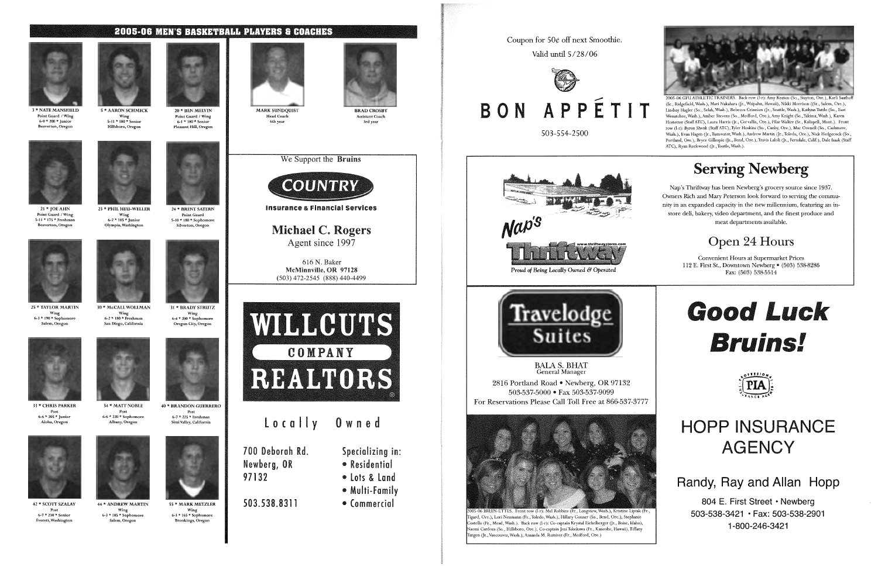## 2005-06 MEN'S BASKETBALL PLAYERS & COACHES

**3 * NATE MANSFIELD**
Point Guard / Wing
6-0 * 200 * Junior
Beaverton, Oregon

**5 * AARON SCHMICK**
Wing
5-11 * 180 * Senior
Hillsboro, Oregon

**20 * BEN MELVIN**
Point Guard / Wing
6-1 * 180 * Senior
Pleasant Hill, Oregon

**MARK SUNDQUIST**
Head Coach
6th year

**BRAD CROSBY**
Assistant Coach
3rd year

**21 * JOE AHN**
Point Guard / Wing
5-11 * 175 * Freshman
Beaverton, Oregon

**23 * PHIL HEU-WELLER**
Wing
6-2 * 185 * Junior
Olympia, Washington

**24 * BRENT SATERN**
Point Guard
5-10 * 180 * Sophomore
Silverton, Oregon

**25 * TAYLOR MARTIN**
Wing
6-3 * 190 * Sophomore
Salem, Oregon

**30 * McCALL WOLLMAN**
Wing
6-2 * 180 * Freshman
San Diego, California

**31 * BRADY STRUTZ**
Wing
6-4 * 200 * Sophomore
Oregon City, Oregon

**33 * CHRIS PARKER**
Post
6-6 * 205 * Junior
Aloha, Oregon

**34 * MATT NOBLE**
Post
6-6 * 220 * Sophomore
Albany, Oregon

**40 * BRANDON GUERRERO**
Post
6-7 * 225 * Freshman
Simi Valley, California

**42 * SCOTT SZALAY**
Post
6-7 * 230 * Senior
Everett, Washington

**44 * ANDREW MARTIN**
Wing
6-3 * 185 * Sophomore
Salem, Oregon

**55 * MARK METZLER**
Wing
6-3 * 165 * Sophomore
Brookings, Oregon

---

We Support the **Bruins**

**COUNTRY**
**Insurance & Financial Services**

**Michael C. Rogers**
Agent since 1997

616 N. Baker
**McMinnville, OR 97128**
(503) 472-2545 (888) 440-4499

---

**WILLCUTS COMPANY REALTORS**

Locally Owned

700 Deborah Rd.
Newberg, OR
97132

503.538.8311

Specializing in:
- Residential
- Lots & Land
- Multi-Family
- Commercial

---

Coupon for 50¢ off next Smoothie.
Valid until 5/28/06

**BON APPÉTIT**

503-554-2500

---

2005-06 GFU ATHLETIC TRAINERS. Back row (l-r): Amy Keaton (So., Stayton, Ore.), Karli Saathoff (Sr., Ridgefield, Wash.), Mari Nakahara (Jr., Waipahu, Hawaii), Nikki Morrison (Sr., Salem, Ore.), Lindsay Hagler (So., Selah, Wash.), Rebecca Crinnion (Jr., Seattle, Wash.), Katlynn Tuttle (So., East Wenatchee, Wash.), Amber Stevens (So., Medford, Ore.), Amy Knight (So., Yakima, Wash.), Karen Hostetter (Staff ATC), Laura Harris (Jr., Corvallis, Ore.), Pilar Walker (Sr., Kalispell, Mont.). Front row (l-r): Byron Shenk (Staff ATC), Tyler Hoskins (So., Canby, Ore.), Mac Overcell (So., Cashmere, Wash.), Evan Hagen (Jr., Tumwater, Wash.), Andrew Martin (Jr., Toledo, Ore.), Nick Hedgecock (So., Portland, Ore.), Bryce Gillespie (Jr., Bend, Ore.), Travis Laloli (Jr., Ferndale, Calif.), Dale Isaak (Staff ATC), Ryan Rockwood (Jr., Toutle, Wash.).

---

**Nap's Thriftway**
www.thriftwaystores.com
*Proud of Being Locally Owned & Operated*

## Serving Newberg

Nap's Thriftway has been Newberg's grocery source since 1937. Owners Rich and Mary Peterson look forward to serving the community in an expanded capacity in the new millennium, featuring an in-store deli, bakery, video department, and the finest produce and meat departments available.

### Open 24 Hours

Convenient Hours at Supermarket Prices
112 E. First St., Downtown Newberg • (503) 538-8286
Fax: (503) 538-5514

---

**Travelodge Suites**

BALA S. BHAT
General Manager
2816 Portland Road • Newberg, OR 97132
503-537-5000 • Fax 503-537-9099
For Reservations Please Call Toll Free at 866-537-3777

---

2005-06 BRUIN-ETTES. Front row (l-r): Mel Robbins (Fr., Longview, Wash.), Kristine Liptak (Fr., Tigard, Ore.), Lori Neumann (Fr., Toledo, Wash.), Hillary Conner (So., Bend, Ore.), Stephanie Costello (Fr., Mead, Wash.). Back row (l-r): Co-captain Krystal Eichelberger (Jr., Boise, Idaho), Naomi Cardoza (So., Hillsboro, Ore.), Co-captain Joni Takekawa (Fr., Kaneohe, Hawaii), Tiffany Tangen (Jr., Vancouver, Wash.), Amanda M. Ramirez (Fr., Medford, Ore.)

---

***Good Luck Bruins!***

PIA — Professional Insurance Agents

## HOPP INSURANCE AGENCY

Randy, Ray and Allan Hopp

804 E. First Street • Newberg
503-538-3421 • Fax: 503-538-2901
1-800-246-3421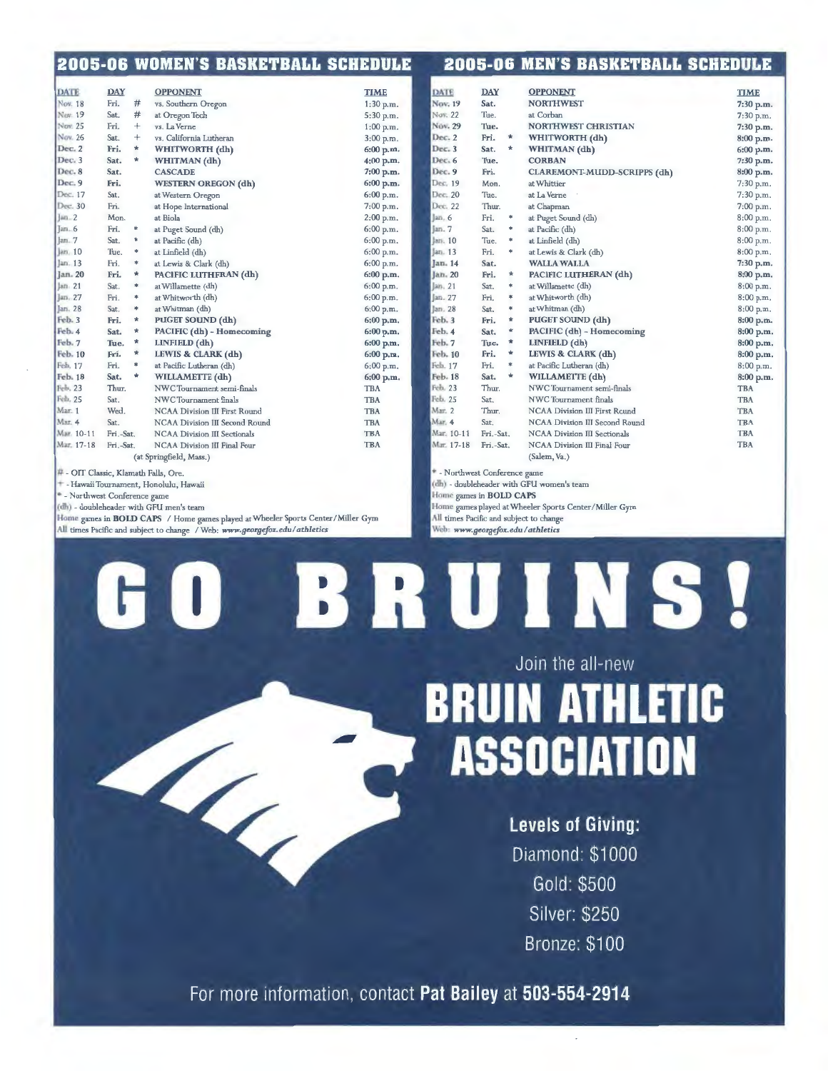## 2005-06 WOMEN'S BASKETBALL SCHEDULE

| DATE | DAY | | OPPONENT | TIME |
|---|---|---|---|---|
| Nov. 18 | Fri. | # | vs. Southern Oregon | 1:30 p.m. |
| Nov. 19 | Sat. | # | at Oregon Tech | 5:30 p.m. |
| Nov. 25 | Fri. | + | vs. La Verne | 1:00 p.m. |
| Nov. 26 | Sat. | + | vs. California Lutheran | 3:00 p.m. |
| **Dec. 2** | **Fri.** | * | **WHITWORTH (dh)** | **6:00 p.m.** |
| **Dec. 3** | **Sat.** | * | **WHITMAN (dh)** | **4:00 p.m.** |
| **Dec. 8** | **Sat.** | | **CASCADE** | **7:00 p.m.** |
| **Dec. 9** | **Fri.** | | **WESTERN OREGON (dh)** | **6:00 p.m.** |
| Dec. 17 | Sat. | | at Western Oregon | 6:00 p.m. |
| Dec. 30 | Fri. | | at Hope International | 7:00 p.m. |
| Jan. 2 | Mon. | | at Biola | 2:00 p.m. |
| Jan. 6 | Fri. | * | at Puget Sound (dh) | 6:00 p.m. |
| Jan. 7 | Sat. | * | at Pacific (dh) | 6:00 p.m. |
| Jan. 10 | Tue. | * | at Linfield (dh) | 6:00 p.m. |
| Jan. 13 | Fri. | * | at Lewis & Clark (dh) | 6:00 p.m. |
| **Jan. 20** | **Fri.** | * | **PACIFIC LUTHERAN (dh)** | **6:00 p.m.** |
| Jan. 21 | Sat. | * | at Willamette (dh) | 6:00 p.m. |
| Jan. 27 | Fri. | * | at Whitworth (dh) | 6:00 p.m. |
| Jan. 28 | Sat. | * | at Whitman (dh) | 6:00 p.m. |
| **Feb. 3** | **Fri.** | * | **PUGET SOUND (dh)** | **6:00 p.m.** |
| **Feb. 4** | **Sat.** | * | **PACIFIC (dh) - Homecoming** | **6:00 p.m.** |
| **Feb. 7** | **Tue.** | * | **LINFIELD (dh)** | **6:00 p.m.** |
| **Feb. 10** | **Fri.** | * | **LEWIS & CLARK (dh)** | **6:00 p.m.** |
| Feb. 17 | Fri. | * | at Pacific Lutheran (dh) | 6:00 p.m. |
| **Feb. 18** | **Sat.** | * | **WILLAMETTE (dh)** | **6:00 p.m.** |
| Feb. 23 | Thur. | | NWC Tournament semi-finals | TBA |
| Feb. 25 | Sat. | | NWC Tournament finals | TBA |
| Mar. 1 | Wed. | | NCAA Division III First Round | TBA |
| Mar. 4 | Sat. | | NCAA Division III Second Round | TBA |
| Mar. 10-11 | Fri.-Sat. | | NCAA Division III Sectionals | TBA |
| Mar. 17-18 | Fri.-Sat. | | NCAA Division III Final Four (at Springfield, Mass.) | TBA |

# - OIT Classic, Klamath Falls, Ore.
+ - Hawaii Tournament, Honolulu, Hawaii
* - Northwest Conference game
(dh) - doubleheader with GFU men's team
Home games in **BOLD CAPS** / Home games played at Wheeler Sports Center/Miller Gym
All times Pacific and subject to change / Web: ***www.georgefox.edu/athletics***

## 2005-06 MEN'S BASKETBALL SCHEDULE

| DATE | DAY | | OPPONENT | TIME |
|---|---|---|---|---|
| **Nov. 19** | **Sat.** | | **NORTHWEST** | **7:30 p.m.** |
| Nov. 22 | Tue. | | at Corban | 7:30 p.m. |
| **Nov. 29** | **Tue.** | | **NORTHWEST CHRISTIAN** | **7:30 p.m.** |
| **Dec. 2** | **Fri.** | * | **WHITWORTH (dh)** | **8:00 p.m.** |
| **Dec. 3** | **Sat.** | * | **WHITMAN (dh)** | **6:00 p.m.** |
| **Dec. 6** | **Tue.** | | **CORBAN** | **7:30 p.m.** |
| **Dec. 9** | **Fri.** | | **CLAREMONT-MUDD-SCRIPPS (dh)** | **8:00 p.m.** |
| Dec. 19 | Mon. | | at Whittier | 7:30 p.m. |
| Dec. 20 | Tue. | | at La Verne | 7:30 p.m. |
| Dec. 22 | Thur. | | at Chapman | 7:00 p.m. |
| Jan. 6 | Fri. | * | at Puget Sound (dh) | 8:00 p.m. |
| Jan. 7 | Sat. | * | at Pacific (dh) | 8:00 p.m. |
| Jan. 10 | Tue. | * | at Linfield (dh) | 8:00 p.m. |
| Jan. 13 | Fri. | * | at Lewis & Clark (dh) | 8:00 p.m. |
| **Jan. 14** | **Sat.** | | **WALLA WALLA** | **7:30 p.m.** |
| **Jan. 20** | **Fri.** | * | **PACIFIC LUTHERAN (dh)** | **8:00 p.m.** |
| Jan. 21 | Sat. | * | at Willamette (dh) | 8:00 p.m. |
| Jan. 27 | Fri. | * | at Whitworth (dh) | 8:00 p.m. |
| Jan. 28 | Sat. | * | at Whitman (dh) | 8:00 p.m. |
| **Feb. 3** | **Fri.** | * | **PUGET SOUND (dh)** | **8:00 p.m.** |
| **Feb. 4** | **Sat.** | * | **PACIFIC (dh) - Homecoming** | **8:00 p.m.** |
| **Feb. 7** | **Tue.** | * | **LINFIELD (dh)** | **8:00 p.m.** |
| **Feb. 10** | **Fri.** | * | **LEWIS & CLARK (dh)** | **8:00 p.m.** |
| Feb. 17 | Fri. | * | at Pacific Lutheran (dh) | 8:00 p.m. |
| **Feb. 18** | **Sat.** | * | **WILLAMETTE (dh)** | **8:00 p.m.** |
| Feb. 23 | Thur. | | NWC Tournament semi-finals | TBA |
| Feb. 25 | Sat. | | NWC Tournament finals | TBA |
| Mar. 2 | Thur. | | NCAA Division III First Round | TBA |
| Mar. 4 | Sat. | | NCAA Division III Second Round | TBA |
| Mar. 10-11 | Fri.-Sat. | | NCAA Division III Sectionals | TBA |
| Mar. 17-18 | Fri.-Sat. | | NCAA Division III Final Four (Salem, Va.) | TBA |

* - Northwest Conference game
(dh) - doubleheader with GFU women's team
Home games in **BOLD CAPS**
Home games played at Wheeler Sports Center/Miller Gym
All times Pacific and subject to change
Web: ***www.georgefox.edu/athletics***

# GO BRUINS!

Join the all-new

## BRUIN ATHLETIC ASSOCIATION

**Levels of Giving:**

Diamond: $1000

Gold: $500

Silver: $250

Bronze: $100

For more information, contact **Pat Bailey** at **503-554-2914**